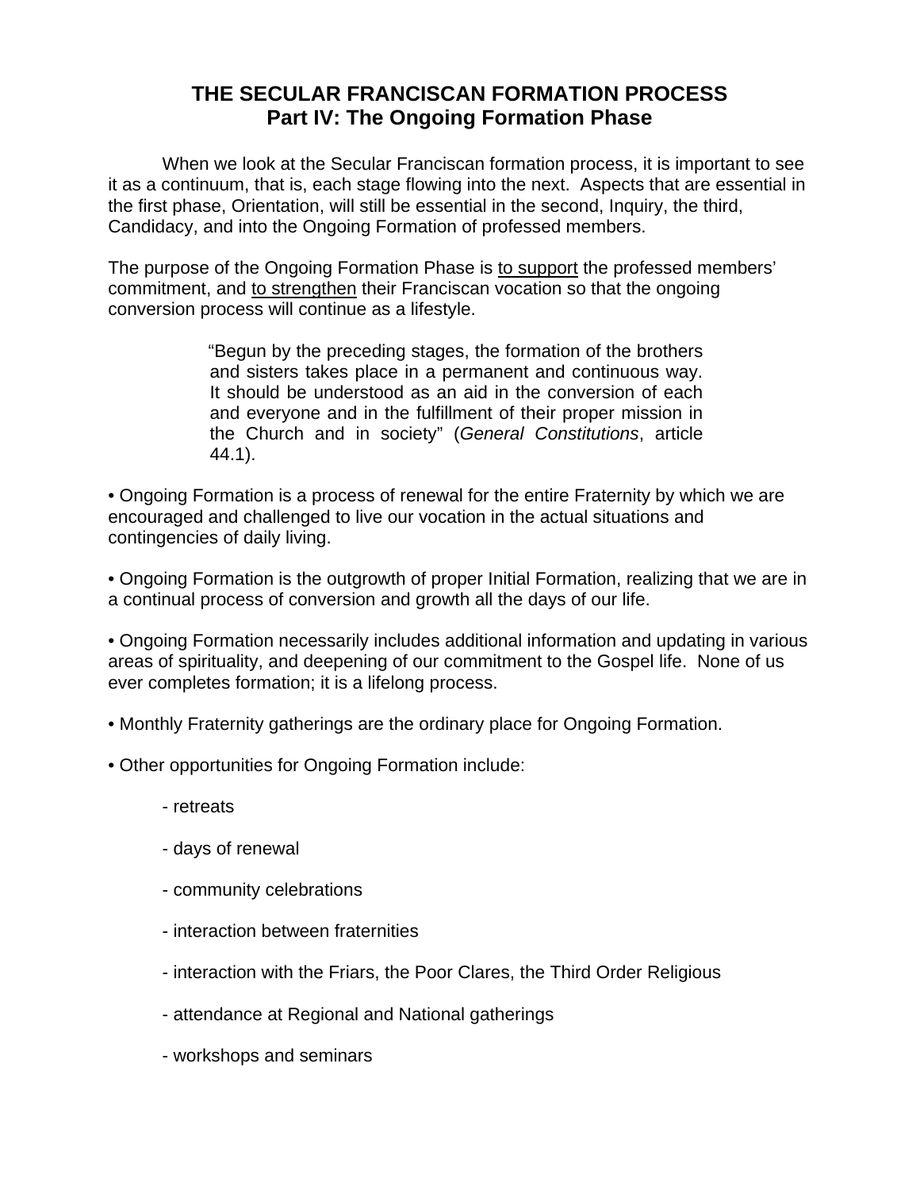# THE SECULAR FRANCISCAN FORMATION PROCESS
## Part IV: The Ongoing Formation Phase

When we look at the Secular Franciscan formation process, it is important to see it as a continuum, that is, each stage flowing into the next. Aspects that are essential in the first phase, Orientation, will still be essential in the second, Inquiry, the third, Candidacy, and into the Ongoing Formation of professed members.

The purpose of the Ongoing Formation Phase is <u>to support</u> the professed members' commitment, and <u>to strengthen</u> their Franciscan vocation so that the ongoing conversion process will continue as a lifestyle.

> "Begun by the preceding stages, the formation of the brothers and sisters takes place in a permanent and continuous way. It should be understood as an aid in the conversion of each and everyone and in the fulfillment of their proper mission in the Church and in society" (*General Constitutions*, article 44.1).

• Ongoing Formation is a process of renewal for the entire Fraternity by which we are encouraged and challenged to live our vocation in the actual situations and contingencies of daily living.

• Ongoing Formation is the outgrowth of proper Initial Formation, realizing that we are in a continual process of conversion and growth all the days of our life.

• Ongoing Formation necessarily includes additional information and updating in various areas of spirituality, and deepening of our commitment to the Gospel life. None of us ever completes formation; it is a lifelong process.

• Monthly Fraternity gatherings are the ordinary place for Ongoing Formation.

• Other opportunities for Ongoing Formation include:

- retreats
- days of renewal
- community celebrations
- interaction between fraternities
- interaction with the Friars, the Poor Clares, the Third Order Religious
- attendance at Regional and National gatherings
- workshops and seminars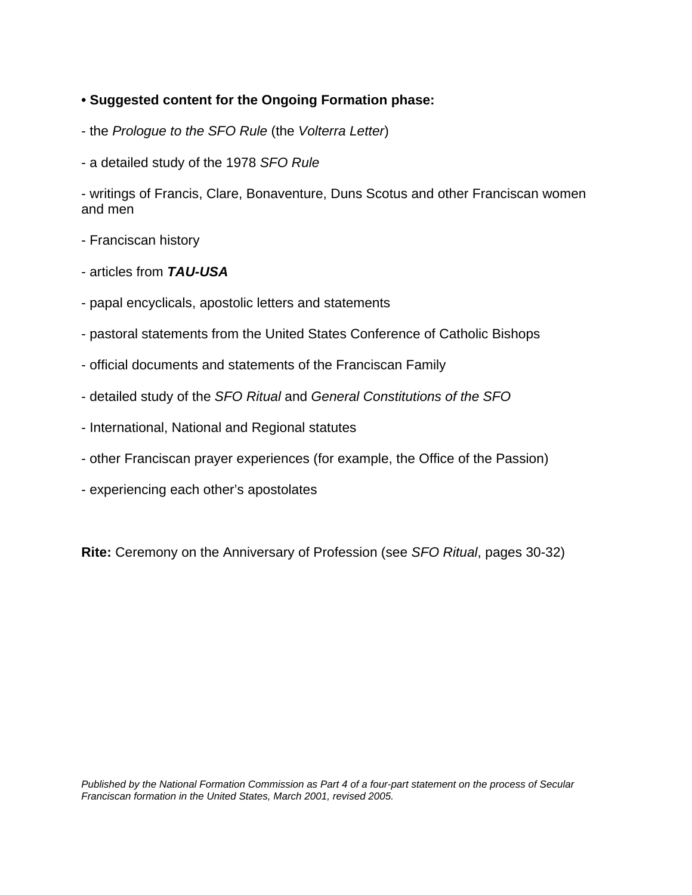**• Suggested content for the Ongoing Formation phase:**

- the *Prologue to the SFO Rule* (the *Volterra Letter*)

- a detailed study of the 1978 *SFO Rule*

- writings of Francis, Clare, Bonaventure, Duns Scotus and other Franciscan women and men

- Franciscan history

- articles from ***TAU-USA***

- papal encyclicals, apostolic letters and statements

- pastoral statements from the United States Conference of Catholic Bishops

- official documents and statements of the Franciscan Family

- detailed study of the *SFO Ritual* and *General Constitutions of the SFO*

- International, National and Regional statutes

- other Franciscan prayer experiences (for example, the Office of the Passion)

- experiencing each other's apostolates

**Rite:** Ceremony on the Anniversary of Profession (see *SFO Ritual*, pages 30-32)

*Published by the National Formation Commission as Part 4 of a four-part statement on the process of Secular Franciscan formation in the United States, March 2001, revised 2005.*